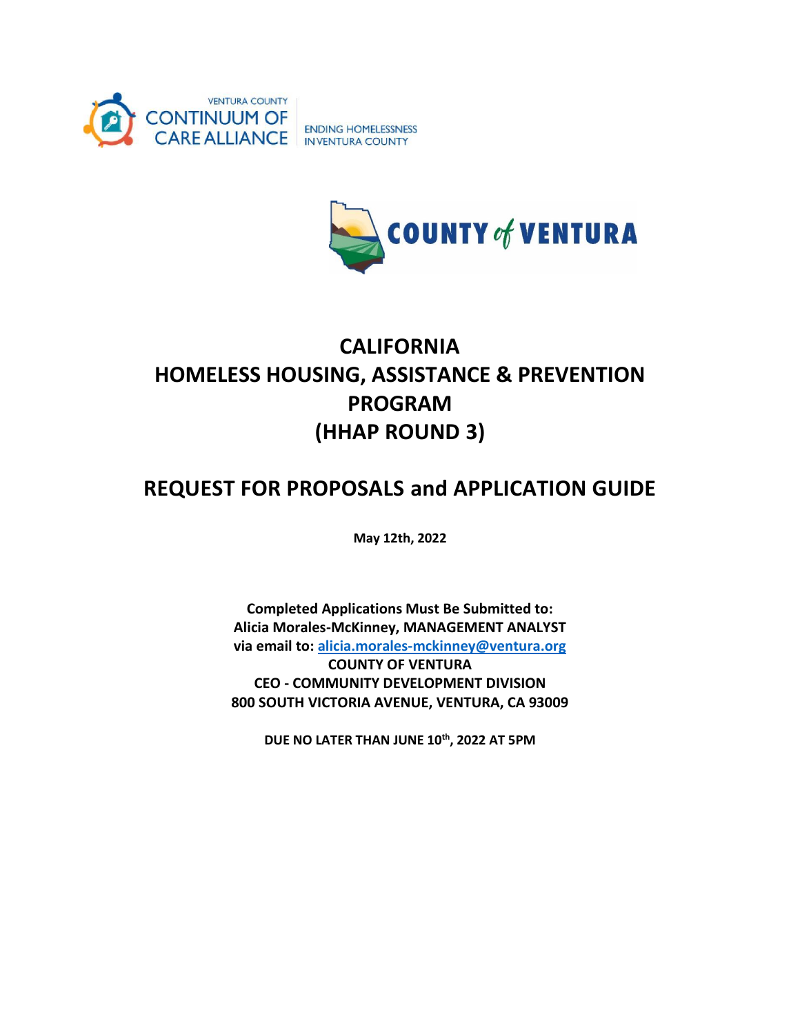VENTURA COUNTY CONTINUUM OF CARE ALLIANCE

ENDING HOMELESSNESS IN VENTURA COUNTY

COUNTY of VENTURA

# CALIFORNIA HOMELESS HOUSING, ASSISTANCE & PREVENTION PROGRAM (HHAP ROUND 3)

## REQUEST FOR PROPOSALS and APPLICATION GUIDE

**May 12th, 2022**

**Completed Applications Must Be Submitted to:**
**Alicia Morales-McKinney, MANAGEMENT ANALYST**
**via email to: alicia.morales-mckinney@ventura.org**
**COUNTY OF VENTURA**
**CEO - COMMUNITY DEVELOPMENT DIVISION**
**800 SOUTH VICTORIA AVENUE, VENTURA, CA 93009**

**DUE NO LATER THAN JUNE 10th, 2022 AT 5PM**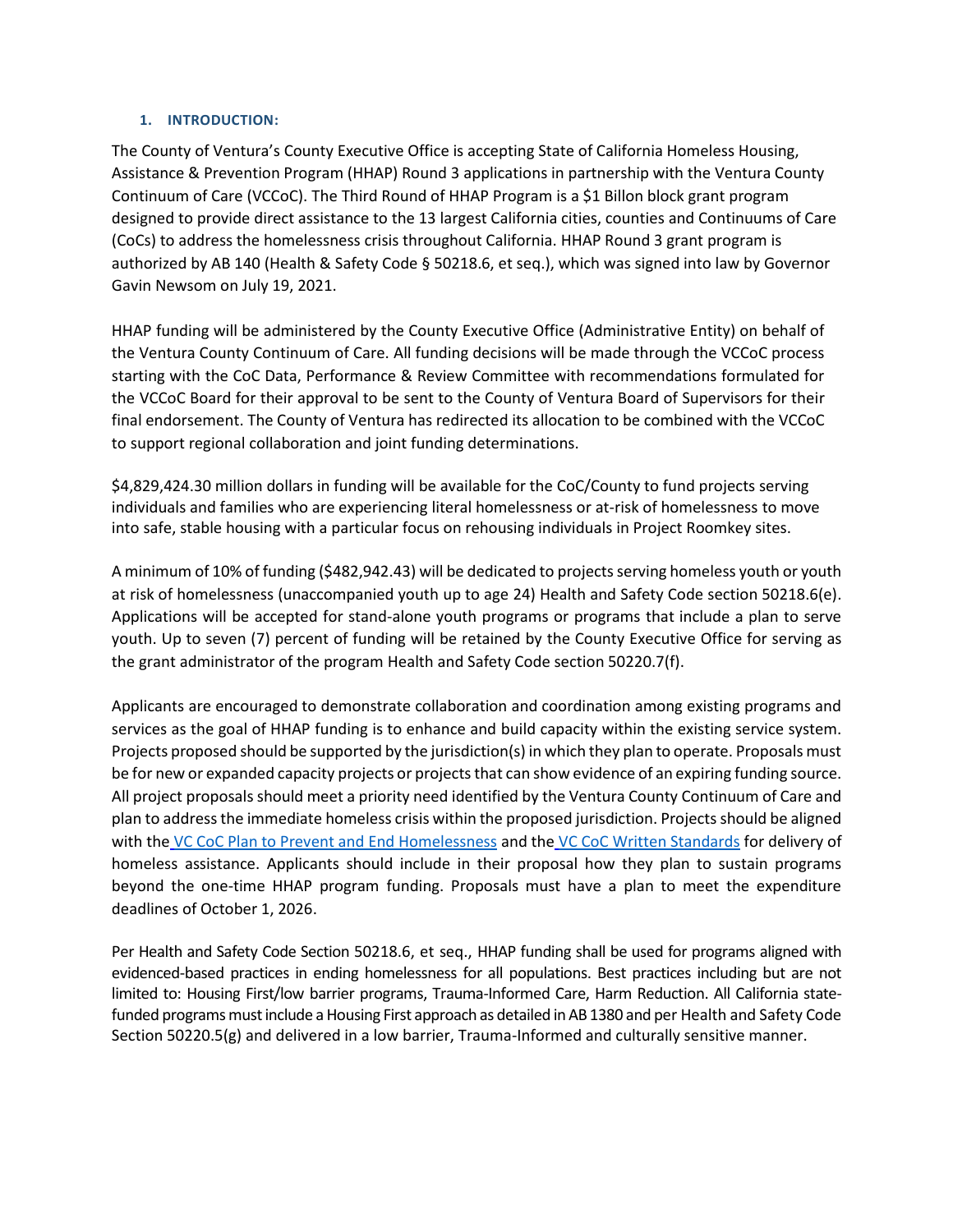## 1. INTRODUCTION:

The County of Ventura's County Executive Office is accepting State of California Homeless Housing, Assistance & Prevention Program (HHAP) Round 3 applications in partnership with the Ventura County Continuum of Care (VCCoC). The Third Round of HHAP Program is a $1 Billon block grant program designed to provide direct assistance to the 13 largest California cities, counties and Continuums of Care (CoCs) to address the homelessness crisis throughout California. HHAP Round 3 grant program is authorized by AB 140 (Health & Safety Code § 50218.6, et seq.), which was signed into law by Governor Gavin Newsom on July 19, 2021.

HHAP funding will be administered by the County Executive Office (Administrative Entity) on behalf of the Ventura County Continuum of Care. All funding decisions will be made through the VCCoC process starting with the CoC Data, Performance & Review Committee with recommendations formulated for the VCCoC Board for their approval to be sent to the County of Ventura Board of Supervisors for their final endorsement. The County of Ventura has redirected its allocation to be combined with the VCCoC to support regional collaboration and joint funding determinations.

$4,829,424.30 million dollars in funding will be available for the CoC/County to fund projects serving individuals and families who are experiencing literal homelessness or at-risk of homelessness to move into safe, stable housing with a particular focus on rehousing individuals in Project Roomkey sites.

A minimum of 10% of funding ($482,942.43) will be dedicated to projects serving homeless youth or youth at risk of homelessness (unaccompanied youth up to age 24) Health and Safety Code section 50218.6(e). Applications will be accepted for stand-alone youth programs or programs that include a plan to serve youth. Up to seven (7) percent of funding will be retained by the County Executive Office for serving as the grant administrator of the program Health and Safety Code section 50220.7(f).

Applicants are encouraged to demonstrate collaboration and coordination among existing programs and services as the goal of HHAP funding is to enhance and build capacity within the existing service system. Projects proposed should be supported by the jurisdiction(s) in which they plan to operate. Proposals must be for new or expanded capacity projects or projects that can show evidence of an expiring funding source. All project proposals should meet a priority need identified by the Ventura County Continuum of Care and plan to address the immediate homeless crisis within the proposed jurisdiction. Projects should be aligned with the VC CoC Plan to Prevent and End Homelessness and the VC CoC Written Standards for delivery of homeless assistance. Applicants should include in their proposal how they plan to sustain programs beyond the one-time HHAP program funding. Proposals must have a plan to meet the expenditure deadlines of October 1, 2026.

Per Health and Safety Code Section 50218.6, et seq., HHAP funding shall be used for programs aligned with evidenced-based practices in ending homelessness for all populations. Best practices including but are not limited to: Housing First/low barrier programs, Trauma-Informed Care, Harm Reduction. All California state-funded programs must include a Housing First approach as detailed in AB 1380 and per Health and Safety Code Section 50220.5(g) and delivered in a low barrier, Trauma-Informed and culturally sensitive manner.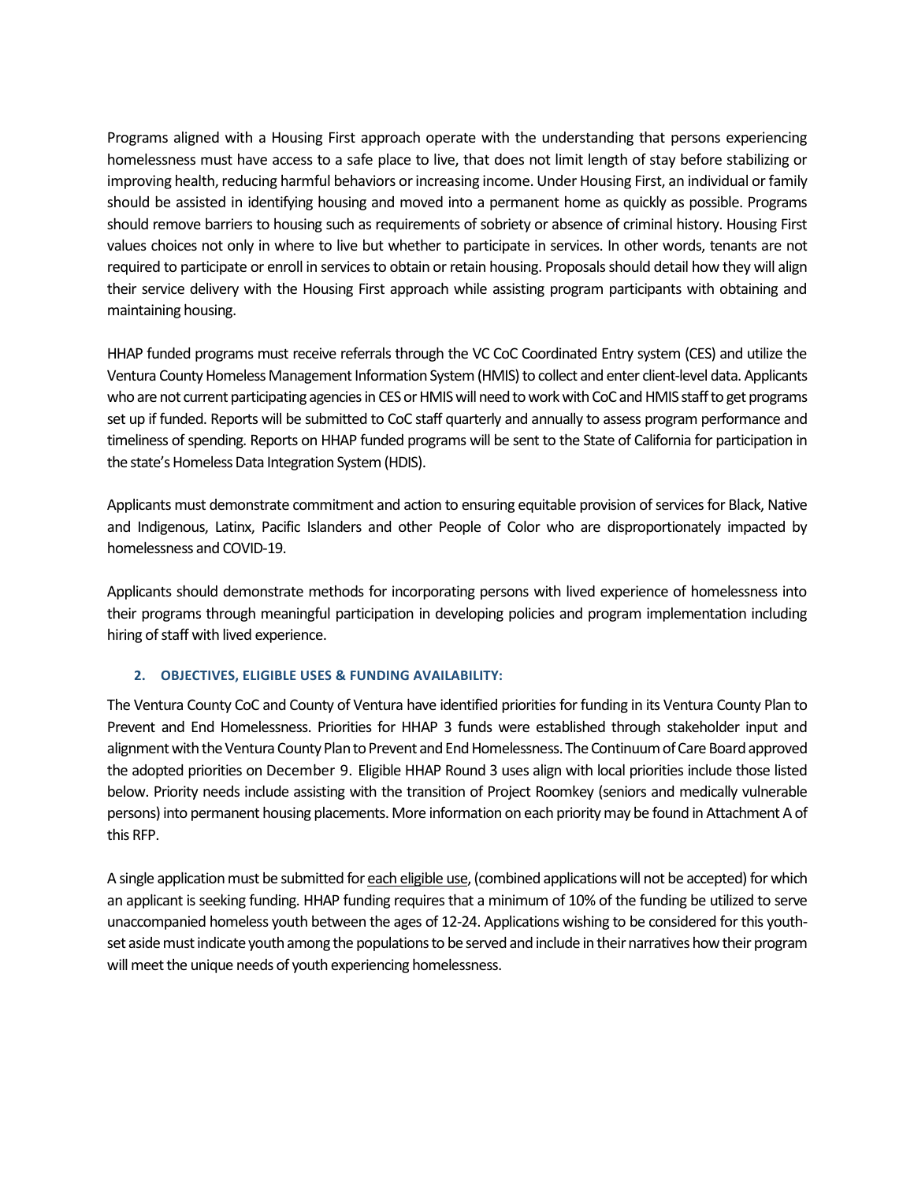Programs aligned with a Housing First approach operate with the understanding that persons experiencing homelessness must have access to a safe place to live, that does not limit length of stay before stabilizing or improving health, reducing harmful behaviors or increasing income. Under Housing First, an individual or family should be assisted in identifying housing and moved into a permanent home as quickly as possible. Programs should remove barriers to housing such as requirements of sobriety or absence of criminal history. Housing First values choices not only in where to live but whether to participate in services. In other words, tenants are not required to participate or enroll in services to obtain or retain housing. Proposals should detail how they will align their service delivery with the Housing First approach while assisting program participants with obtaining and maintaining housing.

HHAP funded programs must receive referrals through the VC CoC Coordinated Entry system (CES) and utilize the Ventura County Homeless Management Information System (HMIS) to collect and enter client-level data. Applicants who are not current participating agencies in CES or HMIS will need to work with CoC and HMIS staff to get programs set up if funded. Reports will be submitted to CoC staff quarterly and annually to assess program performance and timeliness of spending. Reports on HHAP funded programs will be sent to the State of California for participation in the state's Homeless Data Integration System (HDIS).

Applicants must demonstrate commitment and action to ensuring equitable provision of services for Black, Native and Indigenous, Latinx, Pacific Islanders and other People of Color who are disproportionately impacted by homelessness and COVID-19.

Applicants should demonstrate methods for incorporating persons with lived experience of homelessness into their programs through meaningful participation in developing policies and program implementation including hiring of staff with lived experience.

### 2. OBJECTIVES, ELIGIBLE USES & FUNDING AVAILABILITY:

The Ventura County CoC and County of Ventura have identified priorities for funding in its Ventura County Plan to Prevent and End Homelessness. Priorities for HHAP 3 funds were established through stakeholder input and alignment with the Ventura County Plan to Prevent and End Homelessness. The Continuum of Care Board approved the adopted priorities on December 9. Eligible HHAP Round 3 uses align with local priorities include those listed below. Priority needs include assisting with the transition of Project Roomkey (seniors and medically vulnerable persons) into permanent housing placements. More information on each priority may be found in Attachment A of this RFP.

A single application must be submitted for each eligible use, (combined applications will not be accepted) for which an applicant is seeking funding. HHAP funding requires that a minimum of 10% of the funding be utilized to serve unaccompanied homeless youth between the ages of 12-24. Applications wishing to be considered for this youth-set aside must indicate youth among the populations to be served and include in their narratives how their program will meet the unique needs of youth experiencing homelessness.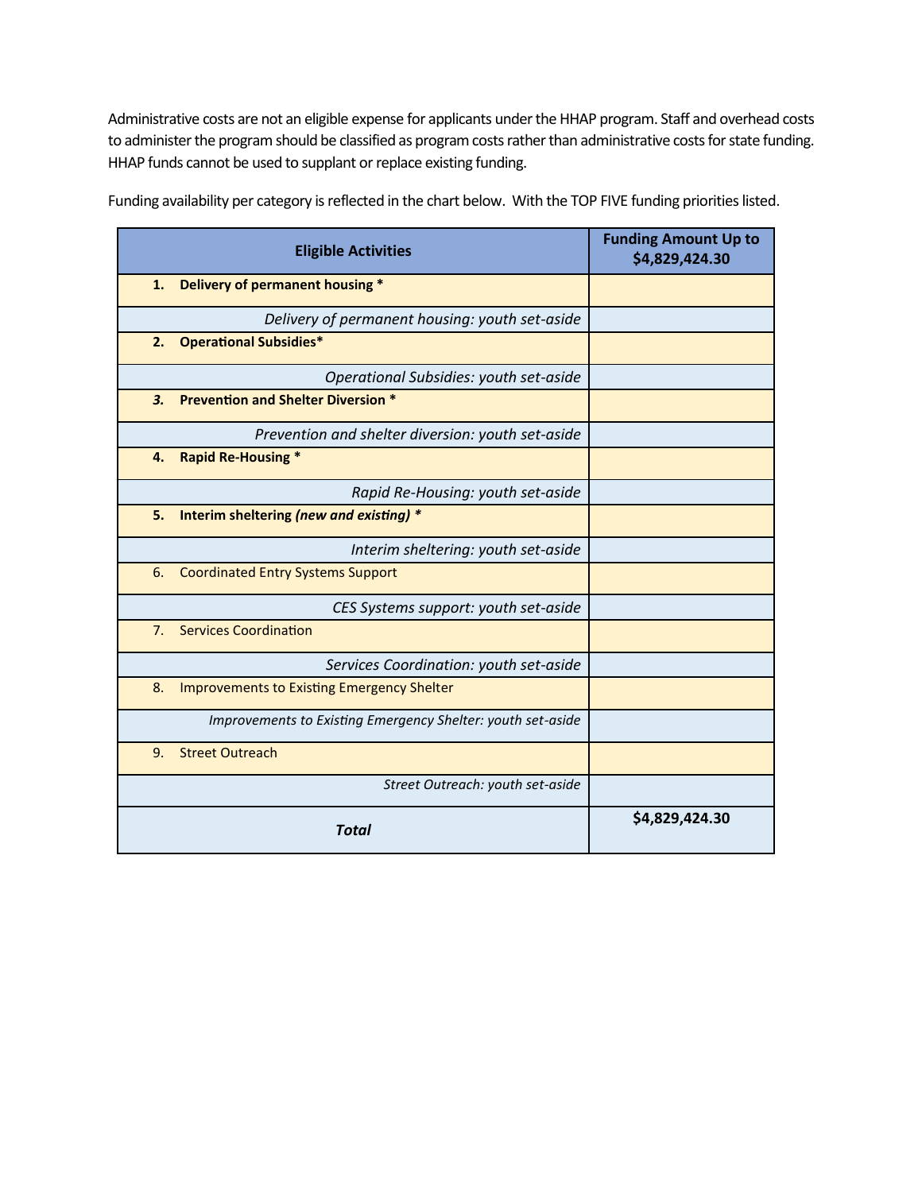Administrative costs are not an eligible expense for applicants under the HHAP program. Staff and overhead costs to administer the program should be classified as program costs rather than administrative costs for state funding. HHAP funds cannot be used to supplant or replace existing funding.

Funding availability per category is reflected in the chart below. With the TOP FIVE funding priorities listed.

| **Eligible Activities** | **Funding Amount Up to $4,829,424.30** |
|---|---|
| **1. Delivery of permanent housing *** | |
| *Delivery of permanent housing: youth set-aside* | |
| **2. Operational Subsidies*** | |
| *Operational Subsidies: youth set-aside* | |
| ***3.* Prevention and Shelter Diversion *** | |
| *Prevention and shelter diversion: youth set-aside* | |
| **4. Rapid Re-Housing *** | |
| *Rapid Re-Housing: youth set-aside* | |
| **5. Interim sheltering *(new and existing)* *** | |
| *Interim sheltering: youth set-aside* | |
| 6. Coordinated Entry Systems Support | |
| *CES Systems support: youth set-aside* | |
| 7. Services Coordination | |
| *Services Coordination: youth set-aside* | |
| 8. Improvements to Existing Emergency Shelter | |
| *Improvements to Existing Emergency Shelter: youth set-aside* | |
| 9. Street Outreach | |
| *Street Outreach: youth set-aside* | |
| ***Total*** | **$4,829,424.30** |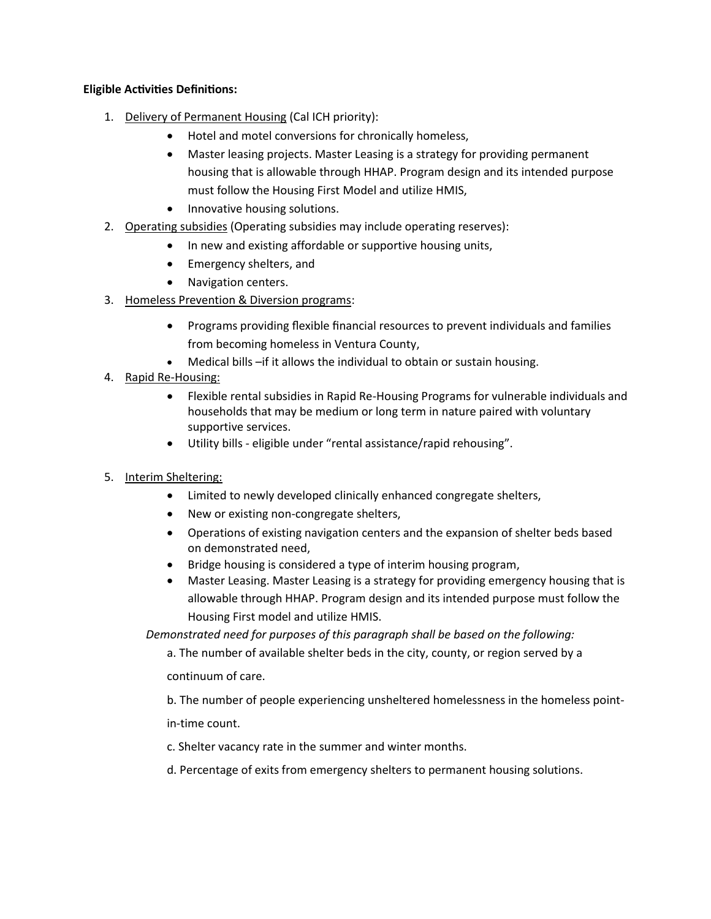**Eligible Activities Definitions:**

1. Delivery of Permanent Housing (Cal ICH priority):
   - Hotel and motel conversions for chronically homeless,
   - Master leasing projects. Master Leasing is a strategy for providing permanent housing that is allowable through HHAP. Program design and its intended purpose must follow the Housing First Model and utilize HMIS,
   - Innovative housing solutions.
2. Operating subsidies (Operating subsidies may include operating reserves):
   - In new and existing affordable or supportive housing units,
   - Emergency shelters, and
   - Navigation centers.
3. Homeless Prevention & Diversion programs:
   - Programs providing flexible financial resources to prevent individuals and families from becoming homeless in Ventura County,
   - Medical bills –if it allows the individual to obtain or sustain housing.
4. Rapid Re-Housing:
   - Flexible rental subsidies in Rapid Re-Housing Programs for vulnerable individuals and households that may be medium or long term in nature paired with voluntary supportive services.
   - Utility bills - eligible under "rental assistance/rapid rehousing".
5. Interim Sheltering:
   - Limited to newly developed clinically enhanced congregate shelters,
   - New or existing non-congregate shelters,
   - Operations of existing navigation centers and the expansion of shelter beds based on demonstrated need,
   - Bridge housing is considered a type of interim housing program,
   - Master Leasing. Master Leasing is a strategy for providing emergency housing that is allowable through HHAP. Program design and its intended purpose must follow the Housing First model and utilize HMIS.

   *Demonstrated need for purposes of this paragraph shall be based on the following:*

   a. The number of available shelter beds in the city, county, or region served by a continuum of care.

   b. The number of people experiencing unsheltered homelessness in the homeless point-in-time count.

   c. Shelter vacancy rate in the summer and winter months.

   d. Percentage of exits from emergency shelters to permanent housing solutions.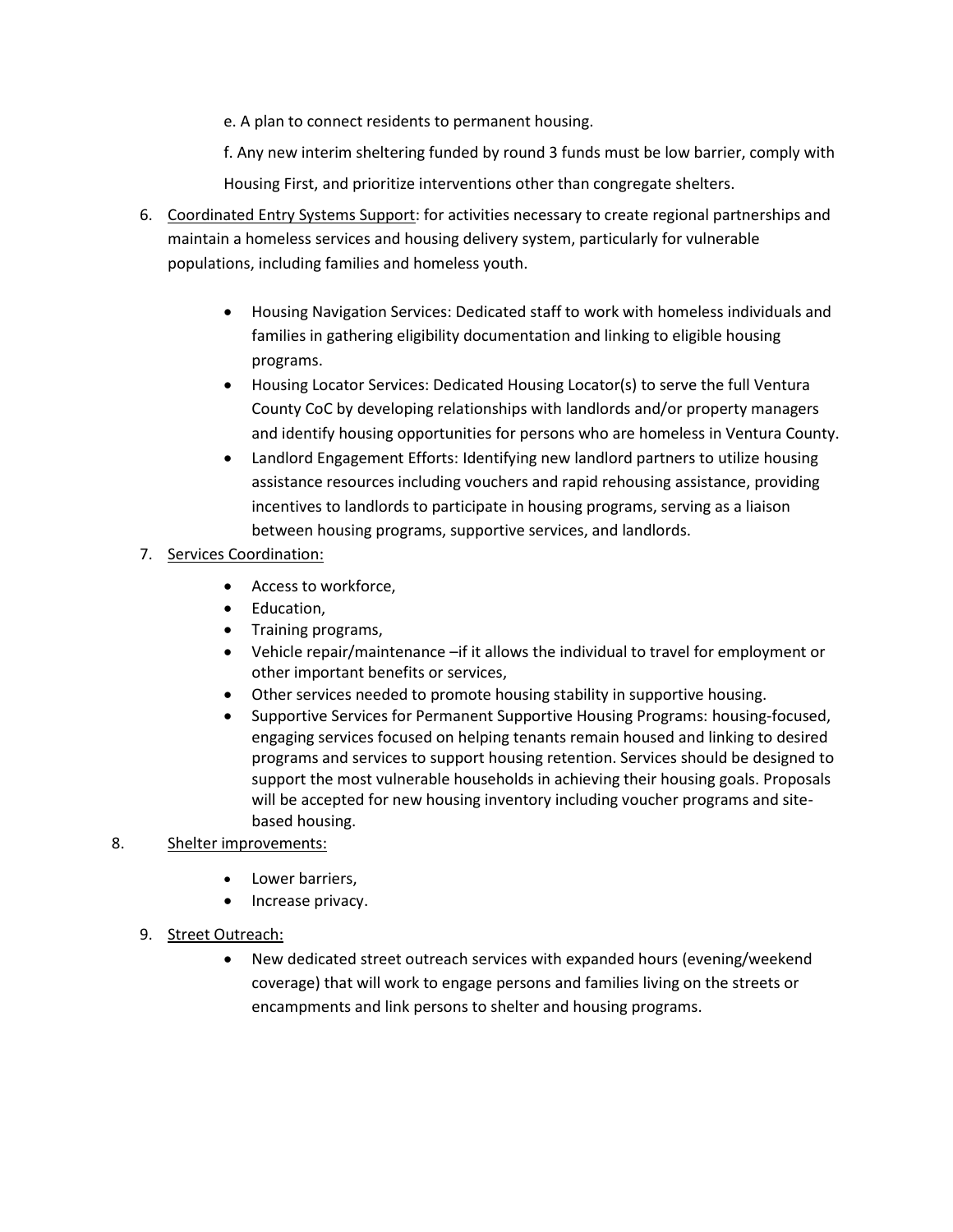e. A plan to connect residents to permanent housing.

f. Any new interim sheltering funded by round 3 funds must be low barrier, comply with Housing First, and prioritize interventions other than congregate shelters.

6. <u>Coordinated Entry Systems Support</u>: for activities necessary to create regional partnerships and maintain a homeless services and housing delivery system, particularly for vulnerable populations, including families and homeless youth.

   - Housing Navigation Services: Dedicated staff to work with homeless individuals and families in gathering eligibility documentation and linking to eligible housing programs.
   - Housing Locator Services: Dedicated Housing Locator(s) to serve the full Ventura County CoC by developing relationships with landlords and/or property managers and identify housing opportunities for persons who are homeless in Ventura County.
   - Landlord Engagement Efforts: Identifying new landlord partners to utilize housing assistance resources including vouchers and rapid rehousing assistance, providing incentives to landlords to participate in housing programs, serving as a liaison between housing programs, supportive services, and landlords.

7. <u>Services Coordination:</u>

   - Access to workforce,
   - Education,
   - Training programs,
   - Vehicle repair/maintenance –if it allows the individual to travel for employment or other important benefits or services,
   - Other services needed to promote housing stability in supportive housing.
   - Supportive Services for Permanent Supportive Housing Programs: housing-focused, engaging services focused on helping tenants remain housed and linking to desired programs and services to support housing retention. Services should be designed to support the most vulnerable households in achieving their housing goals. Proposals will be accepted for new housing inventory including voucher programs and site-based housing.

8. <u>Shelter improvements:</u>

   - Lower barriers,
   - Increase privacy.

9. <u>Street Outreach:</u>

   - New dedicated street outreach services with expanded hours (evening/weekend coverage) that will work to engage persons and families living on the streets or encampments and link persons to shelter and housing programs.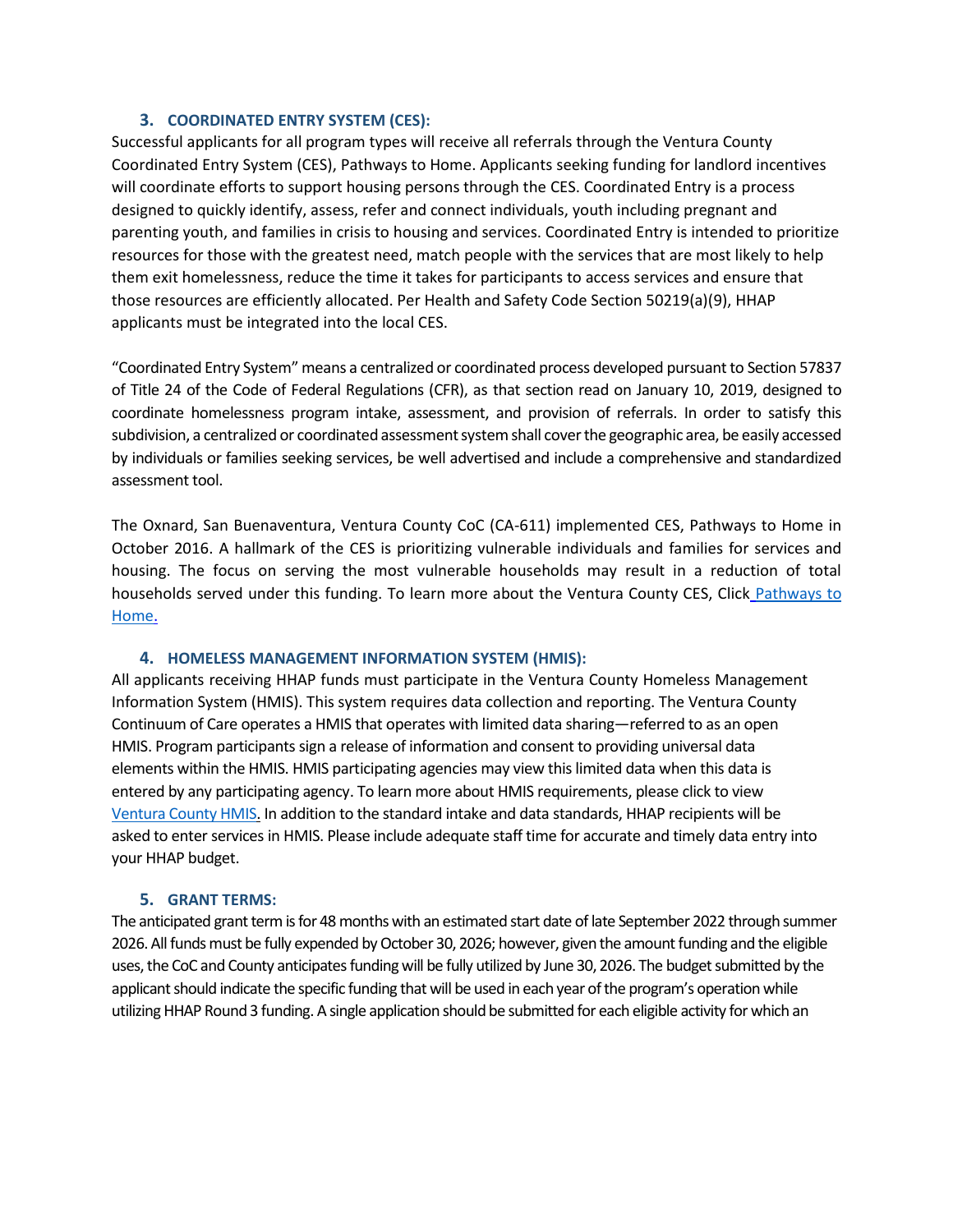### 3. COORDINATED ENTRY SYSTEM (CES):

Successful applicants for all program types will receive all referrals through the Ventura County Coordinated Entry System (CES), Pathways to Home. Applicants seeking funding for landlord incentives will coordinate efforts to support housing persons through the CES. Coordinated Entry is a process designed to quickly identify, assess, refer and connect individuals, youth including pregnant and parenting youth, and families in crisis to housing and services. Coordinated Entry is intended to prioritize resources for those with the greatest need, match people with the services that are most likely to help them exit homelessness, reduce the time it takes for participants to access services and ensure that those resources are efficiently allocated. Per Health and Safety Code Section 50219(a)(9), HHAP applicants must be integrated into the local CES.

"Coordinated Entry System" means a centralized or coordinated process developed pursuant to Section 57837 of Title 24 of the Code of Federal Regulations (CFR), as that section read on January 10, 2019, designed to coordinate homelessness program intake, assessment, and provision of referrals. In order to satisfy this subdivision, a centralized or coordinated assessment system shall cover the geographic area, be easily accessed by individuals or families seeking services, be well advertised and include a comprehensive and standardized assessment tool.

The Oxnard, San Buenaventura, Ventura County CoC (CA-611) implemented CES, Pathways to Home in October 2016. A hallmark of the CES is prioritizing vulnerable individuals and families for services and housing. The focus on serving the most vulnerable households may result in a reduction of total households served under this funding. To learn more about the Ventura County CES, Click Pathways to Home.

### 4. HOMELESS MANAGEMENT INFORMATION SYSTEM (HMIS):

All applicants receiving HHAP funds must participate in the Ventura County Homeless Management Information System (HMIS). This system requires data collection and reporting. The Ventura County Continuum of Care operates a HMIS that operates with limited data sharing—referred to as an open HMIS. Program participants sign a release of information and consent to providing universal data elements within the HMIS. HMIS participating agencies may view this limited data when this data is entered by any participating agency. To learn more about HMIS requirements, please click to view Ventura County HMIS. In addition to the standard intake and data standards, HHAP recipients will be asked to enter services in HMIS. Please include adequate staff time for accurate and timely data entry into your HHAP budget.

### 5. GRANT TERMS:

The anticipated grant term is for 48 months with an estimated start date of late September 2022 through summer 2026. All funds must be fully expended by October 30, 2026; however, given the amount funding and the eligible uses, the CoC and County anticipates funding will be fully utilized by June 30, 2026. The budget submitted by the applicant should indicate the specific funding that will be used in each year of the program's operation while utilizing HHAP Round 3 funding. A single application should be submitted for each eligible activity for which an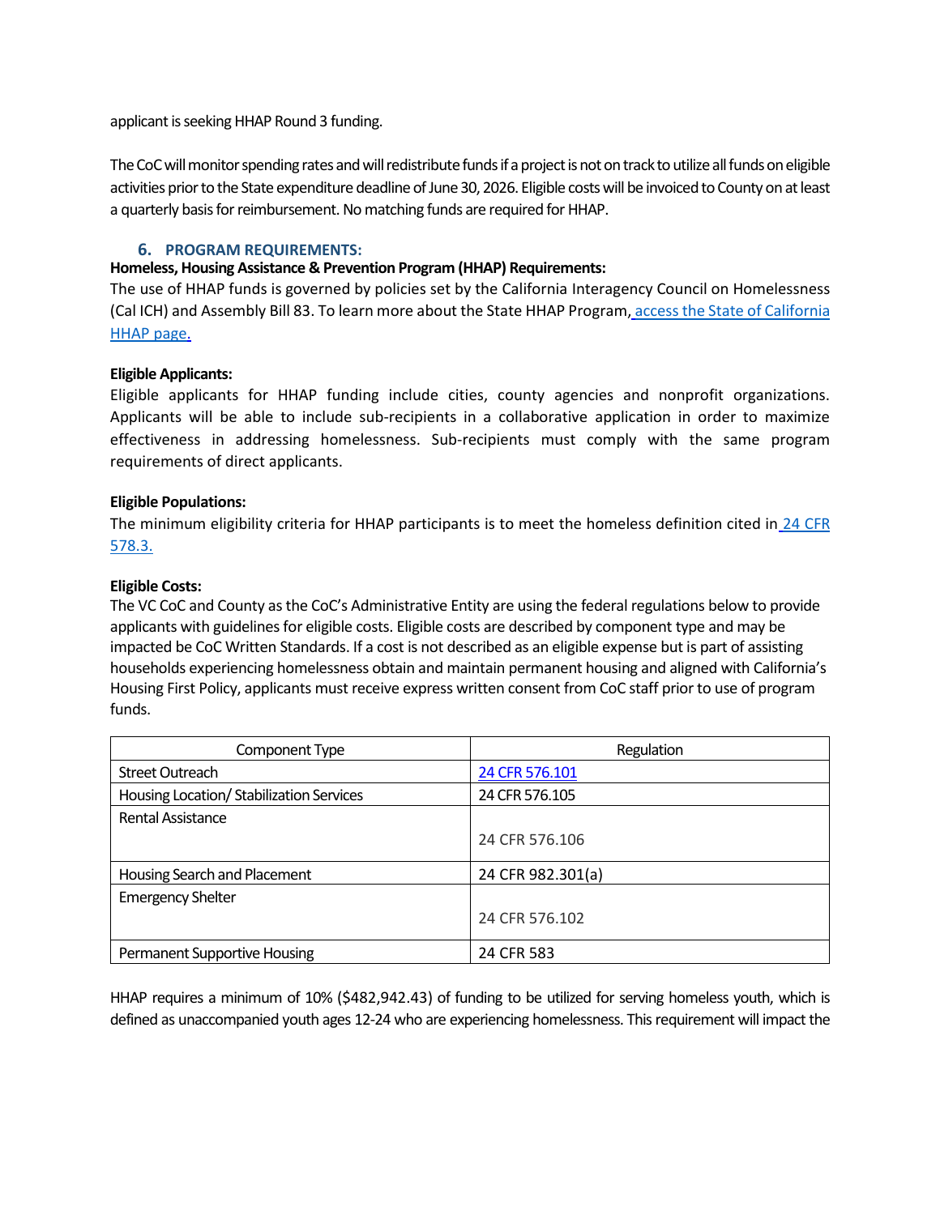applicant is seeking HHAP Round 3 funding.

The CoC will monitor spending rates and will redistribute funds if a project is not on track to utilize all funds on eligible activities prior to the State expenditure deadline of June 30, 2026. Eligible costs will be invoiced to County on at least a quarterly basis for reimbursement. No matching funds are required for HHAP.

## 6. PROGRAM REQUIREMENTS:

**Homeless, Housing Assistance & Prevention Program (HHAP) Requirements:**

The use of HHAP funds is governed by policies set by the California Interagency Council on Homelessness (Cal ICH) and Assembly Bill 83. To learn more about the State HHAP Program, access the State of California HHAP page.

**Eligible Applicants:**

Eligible applicants for HHAP funding include cities, county agencies and nonprofit organizations. Applicants will be able to include sub-recipients in a collaborative application in order to maximize effectiveness in addressing homelessness. Sub-recipients must comply with the same program requirements of direct applicants.

**Eligible Populations:**

The minimum eligibility criteria for HHAP participants is to meet the homeless definition cited in 24 CFR 578.3.

**Eligible Costs:**

The VC CoC and County as the CoC's Administrative Entity are using the federal regulations below to provide applicants with guidelines for eligible costs. Eligible costs are described by component type and may be impacted be CoC Written Standards. If a cost is not described as an eligible expense but is part of assisting households experiencing homelessness obtain and maintain permanent housing and aligned with California's Housing First Policy, applicants must receive express written consent from CoC staff prior to use of program funds.

| Component Type | Regulation |
|---|---|
| Street Outreach | 24 CFR 576.101 |
| Housing Location/ Stabilization Services | 24 CFR 576.105 |
| Rental Assistance | 24 CFR 576.106 |
| Housing Search and Placement | 24 CFR 982.301(a) |
| Emergency Shelter | 24 CFR 576.102 |
| Permanent Supportive Housing | 24 CFR 583 |

HHAP requires a minimum of 10% ($482,942.43) of funding to be utilized for serving homeless youth, which is defined as unaccompanied youth ages 12-24 who are experiencing homelessness. This requirement will impact the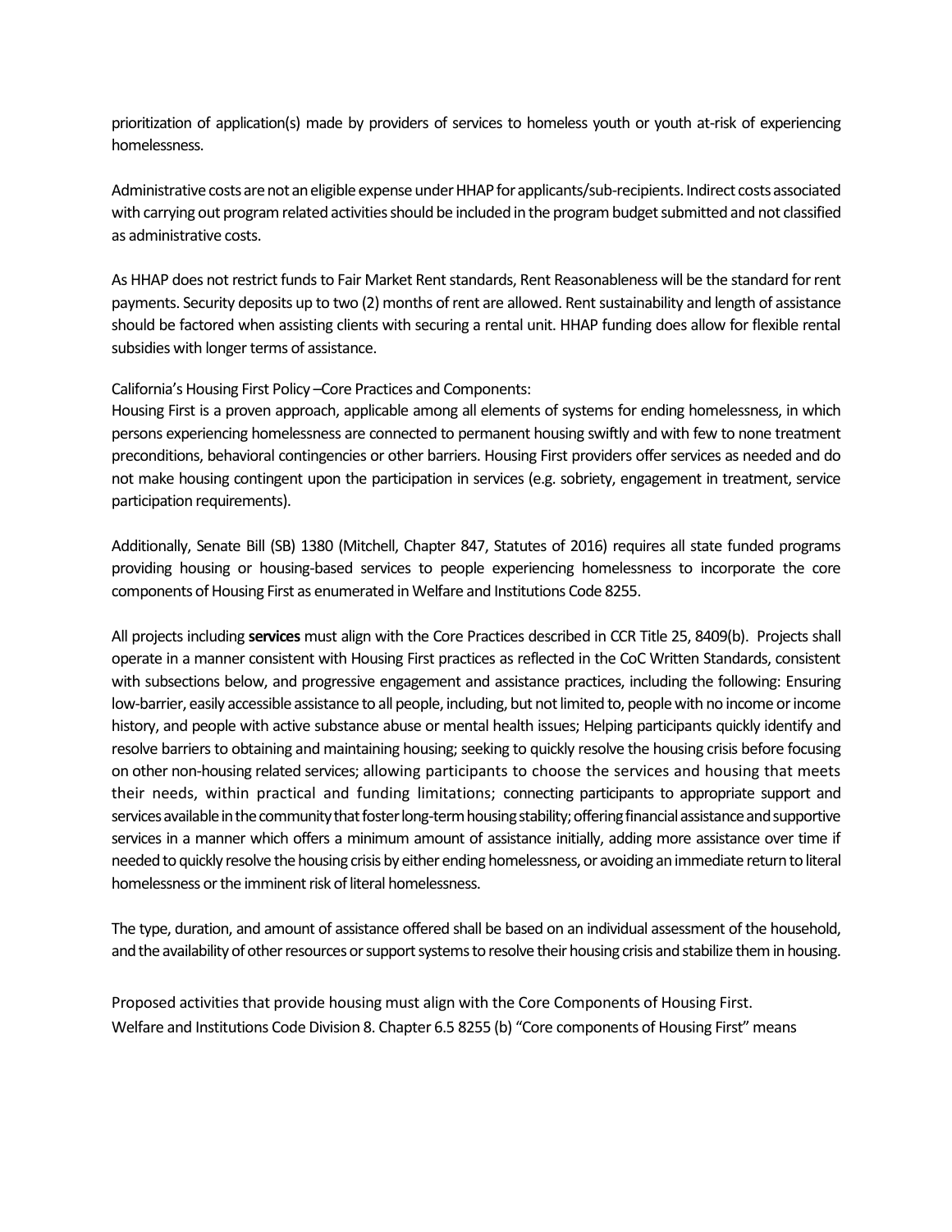prioritization of application(s) made by providers of services to homeless youth or youth at-risk of experiencing homelessness.

Administrative costs are not an eligible expense under HHAP for applicants/sub-recipients. Indirect costs associated with carrying out program related activities should be included in the program budget submitted and not classified as administrative costs.

As HHAP does not restrict funds to Fair Market Rent standards, Rent Reasonableness will be the standard for rent payments. Security deposits up to two (2) months of rent are allowed. Rent sustainability and length of assistance should be factored when assisting clients with securing a rental unit. HHAP funding does allow for flexible rental subsidies with longer terms of assistance.

California's Housing First Policy –Core Practices and Components:
Housing First is a proven approach, applicable among all elements of systems for ending homelessness, in which persons experiencing homelessness are connected to permanent housing swiftly and with few to none treatment preconditions, behavioral contingencies or other barriers. Housing First providers offer services as needed and do not make housing contingent upon the participation in services (e.g. sobriety, engagement in treatment, service participation requirements).

Additionally, Senate Bill (SB) 1380 (Mitchell, Chapter 847, Statutes of 2016) requires all state funded programs providing housing or housing-based services to people experiencing homelessness to incorporate the core components of Housing First as enumerated in Welfare and Institutions Code 8255.

All projects including **services** must align with the Core Practices described in CCR Title 25, 8409(b). Projects shall operate in a manner consistent with Housing First practices as reflected in the CoC Written Standards, consistent with subsections below, and progressive engagement and assistance practices, including the following: Ensuring low-barrier, easily accessible assistance to all people, including, but not limited to, people with no income or income history, and people with active substance abuse or mental health issues; Helping participants quickly identify and resolve barriers to obtaining and maintaining housing; seeking to quickly resolve the housing crisis before focusing on other non-housing related services; allowing participants to choose the services and housing that meets their needs, within practical and funding limitations; connecting participants to appropriate support and services available in the community that foster long-term housing stability; offering financial assistance and supportive services in a manner which offers a minimum amount of assistance initially, adding more assistance over time if needed to quickly resolve the housing crisis by either ending homelessness, or avoiding an immediate return to literal homelessness or the imminent risk of literal homelessness.

The type, duration, and amount of assistance offered shall be based on an individual assessment of the household, and the availability of other resources or support systems to resolve their housing crisis and stabilize them in housing.

Proposed activities that provide housing must align with the Core Components of Housing First.
Welfare and Institutions Code Division 8. Chapter 6.5 8255 (b) "Core components of Housing First" means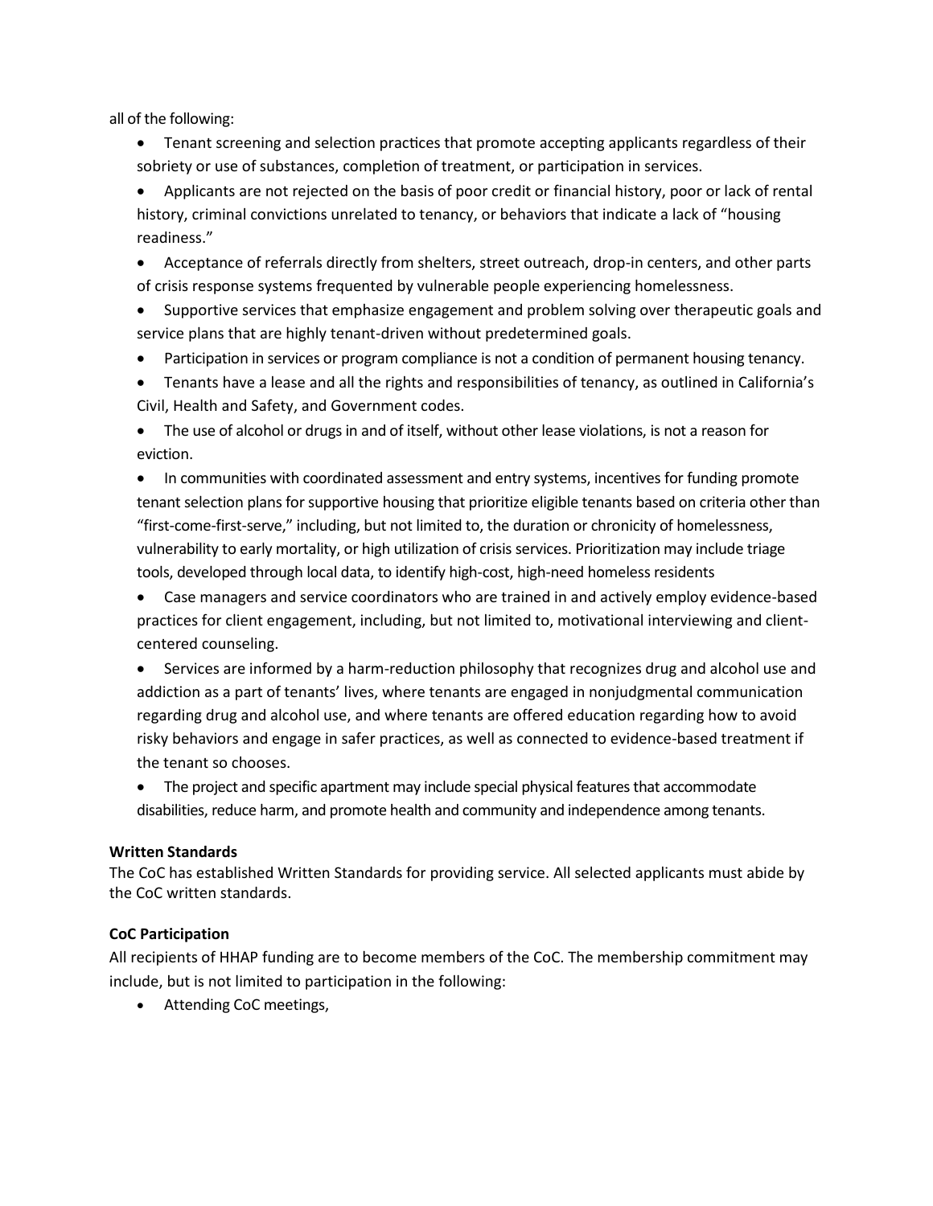all of the following:

- Tenant screening and selection practices that promote accepting applicants regardless of their sobriety or use of substances, completion of treatment, or participation in services.
- Applicants are not rejected on the basis of poor credit or financial history, poor or lack of rental history, criminal convictions unrelated to tenancy, or behaviors that indicate a lack of "housing readiness."
- Acceptance of referrals directly from shelters, street outreach, drop-in centers, and other parts of crisis response systems frequented by vulnerable people experiencing homelessness.
- Supportive services that emphasize engagement and problem solving over therapeutic goals and service plans that are highly tenant-driven without predetermined goals.
- Participation in services or program compliance is not a condition of permanent housing tenancy.
- Tenants have a lease and all the rights and responsibilities of tenancy, as outlined in California's Civil, Health and Safety, and Government codes.
- The use of alcohol or drugs in and of itself, without other lease violations, is not a reason for eviction.
- In communities with coordinated assessment and entry systems, incentives for funding promote tenant selection plans for supportive housing that prioritize eligible tenants based on criteria other than "first-come-first-serve," including, but not limited to, the duration or chronicity of homelessness, vulnerability to early mortality, or high utilization of crisis services. Prioritization may include triage tools, developed through local data, to identify high-cost, high-need homeless residents
- Case managers and service coordinators who are trained in and actively employ evidence-based practices for client engagement, including, but not limited to, motivational interviewing and client-centered counseling.
- Services are informed by a harm-reduction philosophy that recognizes drug and alcohol use and addiction as a part of tenants' lives, where tenants are engaged in nonjudgmental communication regarding drug and alcohol use, and where tenants are offered education regarding how to avoid risky behaviors and engage in safer practices, as well as connected to evidence-based treatment if the tenant so chooses.
- The project and specific apartment may include special physical features that accommodate disabilities, reduce harm, and promote health and community and independence among tenants.

**Written Standards**

The CoC has established Written Standards for providing service. All selected applicants must abide by the CoC written standards.

**CoC Participation**

All recipients of HHAP funding are to become members of the CoC. The membership commitment may include, but is not limited to participation in the following:

- Attending CoC meetings,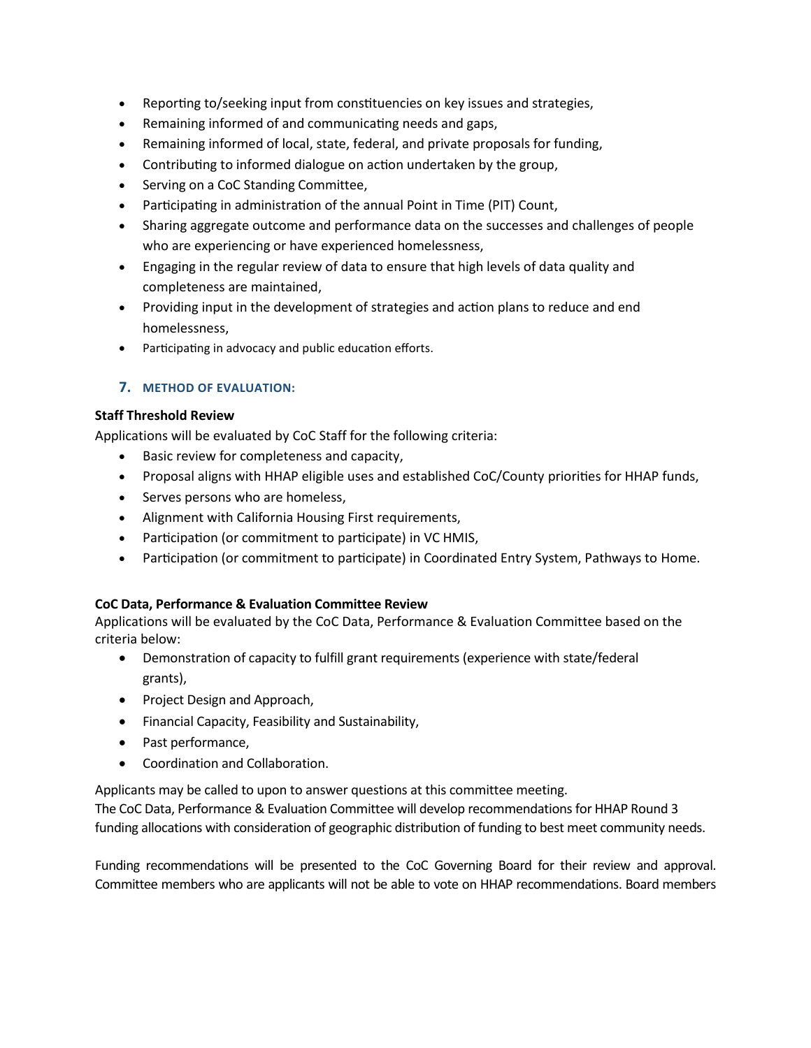- Reporting to/seeking input from constituencies on key issues and strategies,
- Remaining informed of and communicating needs and gaps,
- Remaining informed of local, state, federal, and private proposals for funding,
- Contributing to informed dialogue on action undertaken by the group,
- Serving on a CoC Standing Committee,
- Participating in administration of the annual Point in Time (PIT) Count,
- Sharing aggregate outcome and performance data on the successes and challenges of people who are experiencing or have experienced homelessness,
- Engaging in the regular review of data to ensure that high levels of data quality and completeness are maintained,
- Providing input in the development of strategies and action plans to reduce and end homelessness,
- Participating in advocacy and public education efforts.

## 7. METHOD OF EVALUATION:

**Staff Threshold Review**

Applications will be evaluated by CoC Staff for the following criteria:

- Basic review for completeness and capacity,
- Proposal aligns with HHAP eligible uses and established CoC/County priorities for HHAP funds,
- Serves persons who are homeless,
- Alignment with California Housing First requirements,
- Participation (or commitment to participate) in VC HMIS,
- Participation (or commitment to participate) in Coordinated Entry System, Pathways to Home.

**CoC Data, Performance & Evaluation Committee Review**

Applications will be evaluated by the CoC Data, Performance & Evaluation Committee based on the criteria below:

- Demonstration of capacity to fulfill grant requirements (experience with state/federal grants),
- Project Design and Approach,
- Financial Capacity, Feasibility and Sustainability,
- Past performance,
- Coordination and Collaboration.

Applicants may be called to upon to answer questions at this committee meeting.
The CoC Data, Performance & Evaluation Committee will develop recommendations for HHAP Round 3 funding allocations with consideration of geographic distribution of funding to best meet community needs.

Funding recommendations will be presented to the CoC Governing Board for their review and approval. Committee members who are applicants will not be able to vote on HHAP recommendations. Board members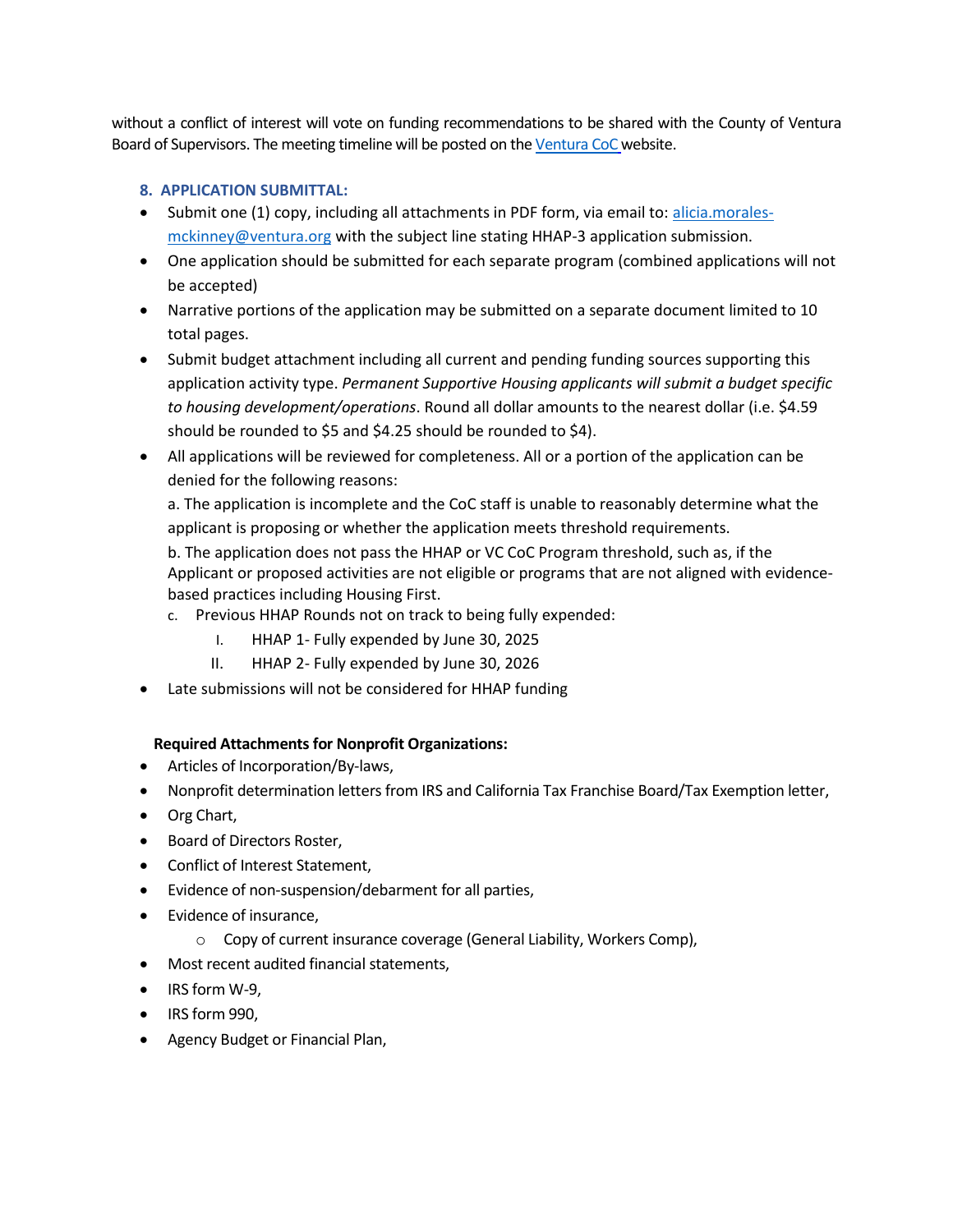without a conflict of interest will vote on funding recommendations to be shared with the County of Ventura Board of Supervisors. The meeting timeline will be posted on the [Ventura CoC](#) website.

### 8. APPLICATION SUBMITTAL:

- Submit one (1) copy, including all attachments in PDF form, via email to: [alicia.morales-mckinney@ventura.org](mailto:alicia.morales-mckinney@ventura.org) with the subject line stating HHAP-3 application submission.
- One application should be submitted for each separate program (combined applications will not be accepted)
- Narrative portions of the application may be submitted on a separate document limited to 10 total pages.
- Submit budget attachment including all current and pending funding sources supporting this application activity type. *Permanent Supportive Housing applicants will submit a budget specific to housing development/operations*. Round all dollar amounts to the nearest dollar (i.e. $4.59 should be rounded to $5 and $4.25 should be rounded to $4).
- All applications will be reviewed for completeness. All or a portion of the application can be denied for the following reasons:

  a. The application is incomplete and the CoC staff is unable to reasonably determine what the applicant is proposing or whether the application meets threshold requirements.

  b. The application does not pass the HHAP or VC CoC Program threshold, such as, if the Applicant or proposed activities are not eligible or programs that are not aligned with evidence-based practices including Housing First.

  c. Previous HHAP Rounds not on track to being fully expended:
     - I. HHAP 1- Fully expended by June 30, 2025
     - II. HHAP 2- Fully expended by June 30, 2026
- Late submissions will not be considered for HHAP funding

**Required Attachments for Nonprofit Organizations:**

- Articles of Incorporation/By-laws,
- Nonprofit determination letters from IRS and California Tax Franchise Board/Tax Exemption letter,
- Org Chart,
- Board of Directors Roster,
- Conflict of Interest Statement,
- Evidence of non-suspension/debarment for all parties,
- Evidence of insurance,
  - Copy of current insurance coverage (General Liability, Workers Comp),
- Most recent audited financial statements,
- IRS form W-9,
- IRS form 990,
- Agency Budget or Financial Plan,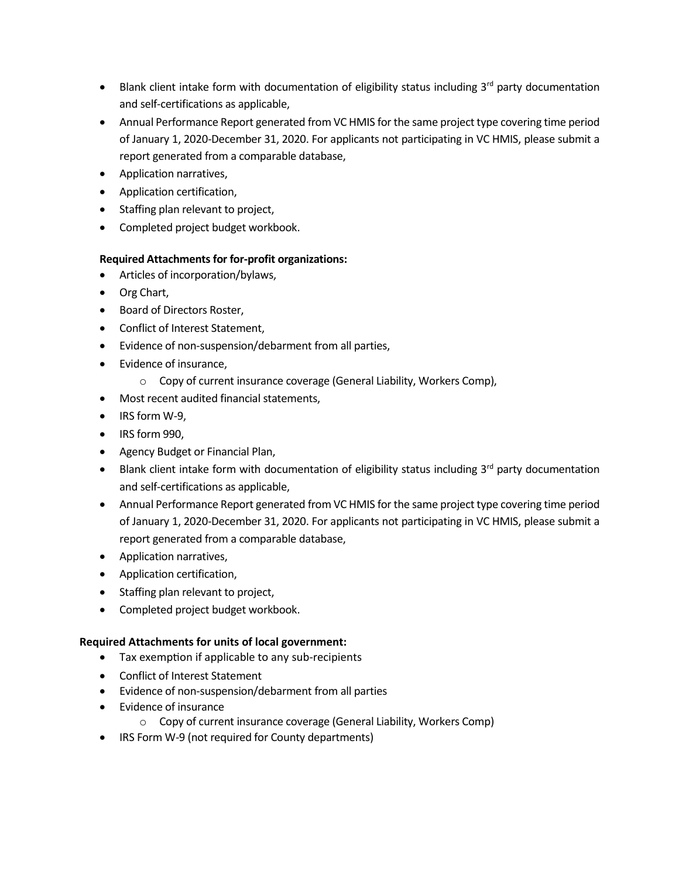- Blank client intake form with documentation of eligibility status including 3rd party documentation and self-certifications as applicable,
- Annual Performance Report generated from VC HMIS for the same project type covering time period of January 1, 2020-December 31, 2020. For applicants not participating in VC HMIS, please submit a report generated from a comparable database,
- Application narratives,
- Application certification,
- Staffing plan relevant to project,
- Completed project budget workbook.

**Required Attachments for for-profit organizations:**

- Articles of incorporation/bylaws,
- Org Chart,
- Board of Directors Roster,
- Conflict of Interest Statement,
- Evidence of non-suspension/debarment from all parties,
- Evidence of insurance,
  - Copy of current insurance coverage (General Liability, Workers Comp),
- Most recent audited financial statements,
- IRS form W-9,
- IRS form 990,
- Agency Budget or Financial Plan,
- Blank client intake form with documentation of eligibility status including 3rd party documentation and self-certifications as applicable,
- Annual Performance Report generated from VC HMIS for the same project type covering time period of January 1, 2020-December 31, 2020. For applicants not participating in VC HMIS, please submit a report generated from a comparable database,
- Application narratives,
- Application certification,
- Staffing plan relevant to project,
- Completed project budget workbook.

**Required Attachments for units of local government:**

- Tax exemption if applicable to any sub-recipients
- Conflict of Interest Statement
- Evidence of non-suspension/debarment from all parties
- Evidence of insurance
  - Copy of current insurance coverage (General Liability, Workers Comp)
- IRS Form W-9 (not required for County departments)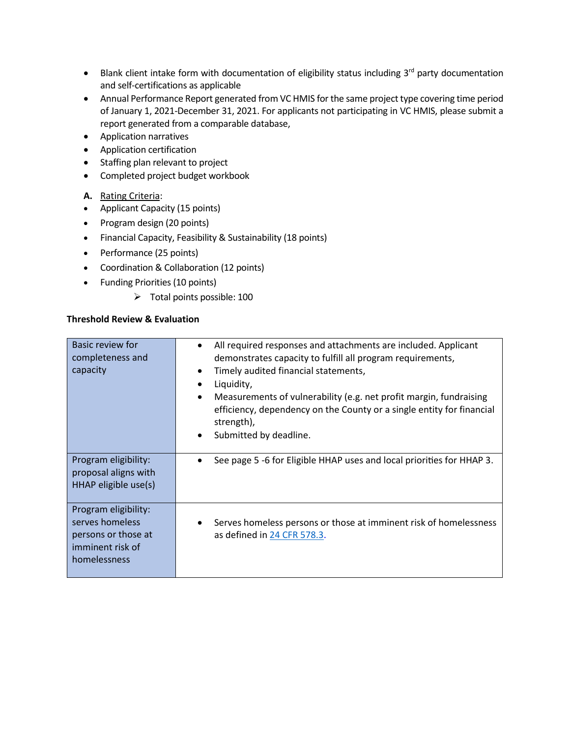- Blank client intake form with documentation of eligibility status including 3rd party documentation and self-certifications as applicable
- Annual Performance Report generated from VC HMIS for the same project type covering time period of January 1, 2021-December 31, 2021. For applicants not participating in VC HMIS, please submit a report generated from a comparable database,
- Application narratives
- Application certification
- Staffing plan relevant to project
- Completed project budget workbook

**A.** Rating Criteria:

- Applicant Capacity (15 points)
- Program design (20 points)
- Financial Capacity, Feasibility & Sustainability (18 points)
- Performance (25 points)
- Coordination & Collaboration (12 points)
- Funding Priorities (10 points)
  - Total points possible: 100

**Threshold Review & Evaluation**

| | |
|---|---|
| Basic review for completeness and capacity | • All required responses and attachments are included. Applicant demonstrates capacity to fulfill all program requirements,<br>• Timely audited financial statements,<br>• Liquidity,<br>• Measurements of vulnerability (e.g. net profit margin, fundraising efficiency, dependency on the County or a single entity for financial strength),<br>• Submitted by deadline. |
| Program eligibility: proposal aligns with HHAP eligible use(s) | • See page 5 -6 for Eligible HHAP uses and local priorities for HHAP 3. |
| Program eligibility: serves homeless persons or those at imminent risk of homelessness | • Serves homeless persons or those at imminent risk of homelessness as defined in 24 CFR 578.3. |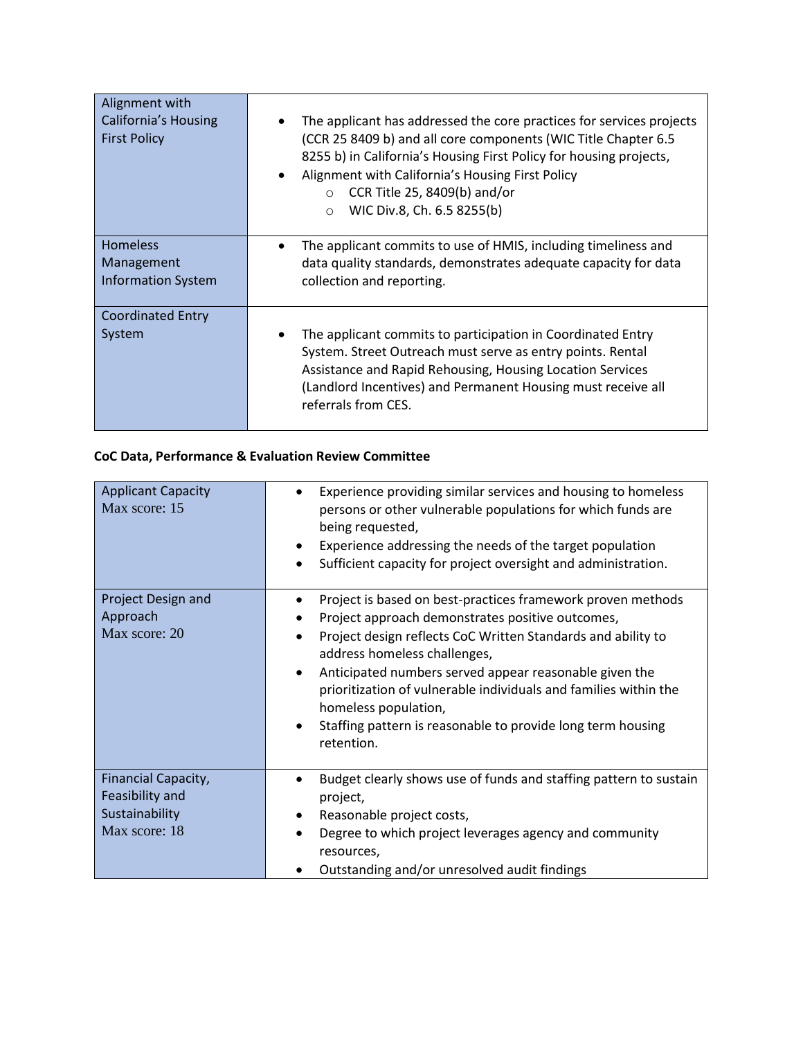| | |
|---|---|
| Alignment with California's Housing First Policy | <ul><li>The applicant has addressed the core practices for services projects (CCR 25 8409 b) and all core components (WIC Title Chapter 6.5 8255 b) in California's Housing First Policy for housing projects,</li><li>Alignment with California's Housing First Policy<ul><li>CCR Title 25, 8409(b) and/or</li><li>WIC Div.8, Ch. 6.5 8255(b)</li></ul></li></ul> |
| Homeless Management Information System | <ul><li>The applicant commits to use of HMIS, including timeliness and data quality standards, demonstrates adequate capacity for data collection and reporting.</li></ul> |
| Coordinated Entry System | <ul><li>The applicant commits to participation in Coordinated Entry System. Street Outreach must serve as entry points. Rental Assistance and Rapid Rehousing, Housing Location Services (Landlord Incentives) and Permanent Housing must receive all referrals from CES.</li></ul> |

**CoC Data, Performance & Evaluation Review Committee**

| | |
|---|---|
| Applicant Capacity<br>Max score: 15 | <ul><li>Experience providing similar services and housing to homeless persons or other vulnerable populations for which funds are being requested,</li><li>Experience addressing the needs of the target population</li><li>Sufficient capacity for project oversight and administration.</li></ul> |
| Project Design and Approach<br>Max score: 20 | <ul><li>Project is based on best-practices framework proven methods</li><li>Project approach demonstrates positive outcomes,</li><li>Project design reflects CoC Written Standards and ability to address homeless challenges,</li><li>Anticipated numbers served appear reasonable given the prioritization of vulnerable individuals and families within the homeless population,</li><li>Staffing pattern is reasonable to provide long term housing retention.</li></ul> |
| Financial Capacity, Feasibility and Sustainability<br>Max score: 18 | <ul><li>Budget clearly shows use of funds and staffing pattern to sustain project,</li><li>Reasonable project costs,</li><li>Degree to which project leverages agency and community resources,</li><li>Outstanding and/or unresolved audit findings</li></ul> |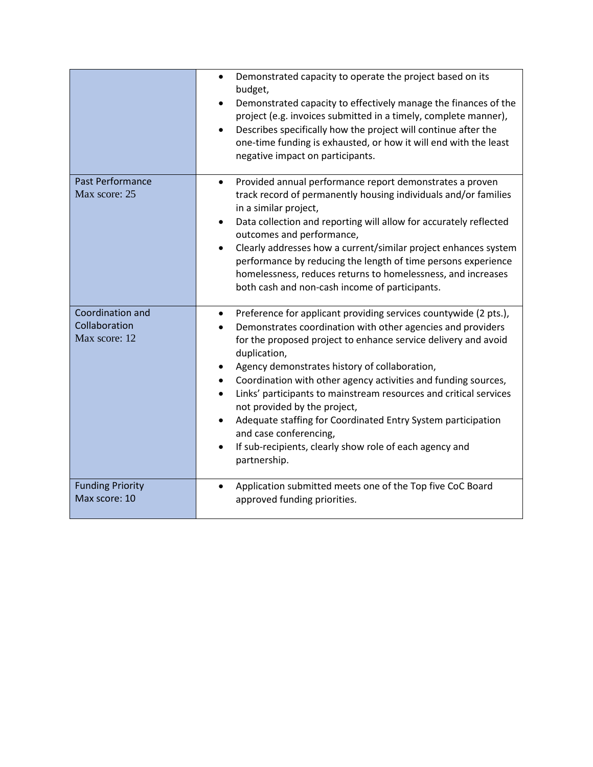| | |
|---|---|
| | • Demonstrated capacity to operate the project based on its budget,<br>• Demonstrated capacity to effectively manage the finances of the project (e.g. invoices submitted in a timely, complete manner),<br>• Describes specifically how the project will continue after the one-time funding is exhausted, or how it will end with the least negative impact on participants. |
| Past Performance<br>Max score: 25 | • Provided annual performance report demonstrates a proven track record of permanently housing individuals and/or families in a similar project,<br>• Data collection and reporting will allow for accurately reflected outcomes and performance,<br>• Clearly addresses how a current/similar project enhances system performance by reducing the length of time persons experience homelessness, reduces returns to homelessness, and increases both cash and non-cash income of participants. |
| Coordination and Collaboration<br>Max score: 12 | • Preference for applicant providing services countywide (2 pts.),<br>• Demonstrates coordination with other agencies and providers for the proposed project to enhance service delivery and avoid duplication,<br>• Agency demonstrates history of collaboration,<br>• Coordination with other agency activities and funding sources,<br>• Links' participants to mainstream resources and critical services not provided by the project,<br>• Adequate staffing for Coordinated Entry System participation and case conferencing,<br>• If sub-recipients, clearly show role of each agency and partnership. |
| Funding Priority<br>Max score: 10 | • Application submitted meets one of the Top five CoC Board approved funding priorities. |